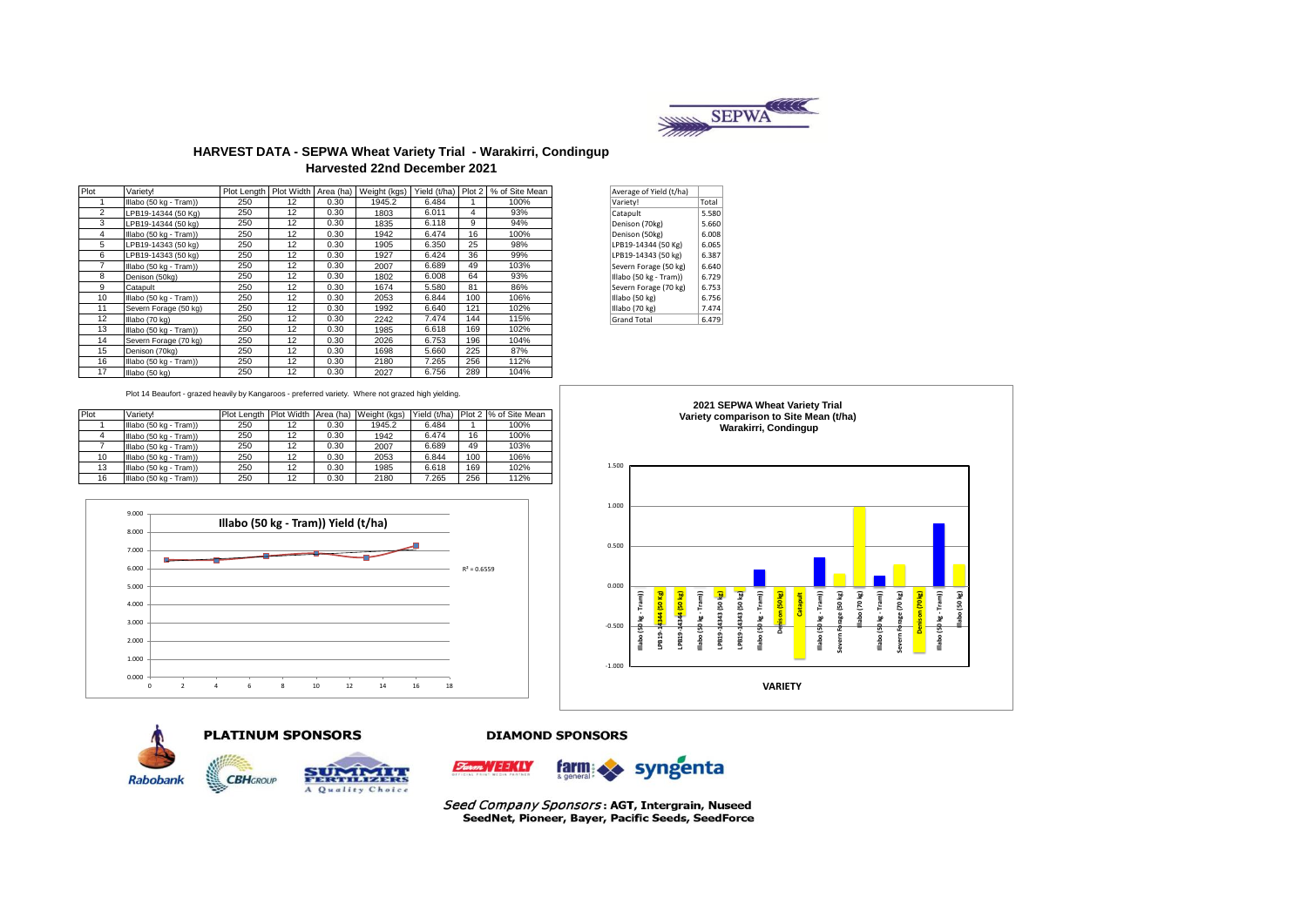# HARVEST DATA - SEPWA Wheat Variety Trial - Warakirri, Condingup

## Harvested 22nd December 2021

| Plot | Variety! | Plot Length | Plot Width | Area (ha) | Weight (kgs) | Yield (t/ha) | Plot 2 | % of Site Mean |
|---|---|---|---|---|---|---|---|---|
| 1 | Illabo (50 kg - Tram)) | 250 | 12 | 0.30 | 1945.2 | 6.484 | 1 | 100% |
| 2 | LPB19-14344 (50 Kg) | 250 | 12 | 0.30 | 1803 | 6.011 | 4 | 93% |
| 3 | LPB19-14344 (50 kg) | 250 | 12 | 0.30 | 1835 | 6.118 | 9 | 94% |
| 4 | Illabo (50 kg - Tram)) | 250 | 12 | 0.30 | 1942 | 6.474 | 16 | 100% |
| 5 | LPB19-14343 (50 kg) | 250 | 12 | 0.30 | 1905 | 6.350 | 25 | 98% |
| 6 | LPB19-14343 (50 kg) | 250 | 12 | 0.30 | 1927 | 6.424 | 36 | 99% |
| 7 | Illabo (50 kg - Tram)) | 250 | 12 | 0.30 | 2007 | 6.689 | 49 | 103% |
| 8 | Denison (50kg) | 250 | 12 | 0.30 | 1802 | 6.008 | 64 | 93% |
| 9 | Catapult | 250 | 12 | 0.30 | 1674 | 5.580 | 81 | 86% |
| 10 | Illabo (50 kg - Tram)) | 250 | 12 | 0.30 | 2053 | 6.844 | 100 | 106% |
| 11 | Severn Forage (50 kg) | 250 | 12 | 0.30 | 1992 | 6.640 | 121 | 102% |
| 12 | Illabo (70 kg) | 250 | 12 | 0.30 | 2242 | 7.474 | 144 | 115% |
| 13 | Illabo (50 kg - Tram)) | 250 | 12 | 0.30 | 1985 | 6.618 | 169 | 102% |
| 14 | Severn Forage (70 kg) | 250 | 12 | 0.30 | 2026 | 6.753 | 196 | 104% |
| 15 | Denison (70kg) | 250 | 12 | 0.30 | 1698 | 5.660 | 225 | 87% |
| 16 | Illabo (50 kg - Tram)) | 250 | 12 | 0.30 | 2180 | 7.265 | 256 | 112% |
| 17 | Illabo (50 kg) | 250 | 12 | 0.30 | 2027 | 6.756 | 289 | 104% |

| Average of Yield (t/ha) | |
|---|---|
| Variety! | Total |
| Catapult | 5.580 |
| Denison (70kg) | 5.660 |
| Denison (50kg) | 6.008 |
| LPB19-14344 (50 Kg) | 6.065 |
| LPB19-14343 (50 kg) | 6.387 |
| Severn Forage (50 kg) | 6.640 |
| Illabo (50 kg - Tram)) | 6.729 |
| Severn Forage (70 kg) | 6.753 |
| Illabo (50 kg) | 6.756 |
| Illabo (70 kg) | 7.474 |
| Grand Total | 6.479 |

Plot 14 Beaufort - grazed heavily by Kangaroos - preferred variety. Where not grazed high yielding.

| Plot | Variety! | Plot Length | Plot Width | Area (ha) | Weight (kgs) | Yield (t/ha) | Plot 2 | % of Site Mean |
|---|---|---|---|---|---|---|---|---|
| 1 | Illabo (50 kg - Tram)) | 250 | 12 | 0.30 | 1945.2 | 6.484 | 1 | 100% |
| 4 | Illabo (50 kg - Tram)) | 250 | 12 | 0.30 | 1942 | 6.474 | 16 | 100% |
| 7 | Illabo (50 kg - Tram)) | 250 | 12 | 0.30 | 2007 | 6.689 | 49 | 103% |
| 10 | Illabo (50 kg - Tram)) | 250 | 12 | 0.30 | 2053 | 6.844 | 100 | 106% |
| 13 | Illabo (50 kg - Tram)) | 250 | 12 | 0.30 | 1985 | 6.618 | 169 | 102% |
| 16 | Illabo (50 kg - Tram)) | 250 | 12 | 0.30 | 2180 | 7.265 | 256 | 112% |

**Illabo (50 kg - Tram)) Yield (t/ha)**

$R^2 = 0.6559$

**2021 SEPWA Wheat Variety Trial**
**Variety comparison to Site Mean (t/ha)**
**Warakirri, Condingup**

VARIETY

**PLATINUM SPONSORS**

Rabobank, CBH Group, Summit Fertilizers

**DIAMOND SPONSORS**

Farm Weekly, farm & general, syngenta

*Seed Company Sponsors*: **AGT, Intergrain, Nuseed**
**SeedNet, Pioneer, Bayer, Pacific Seeds, SeedForce**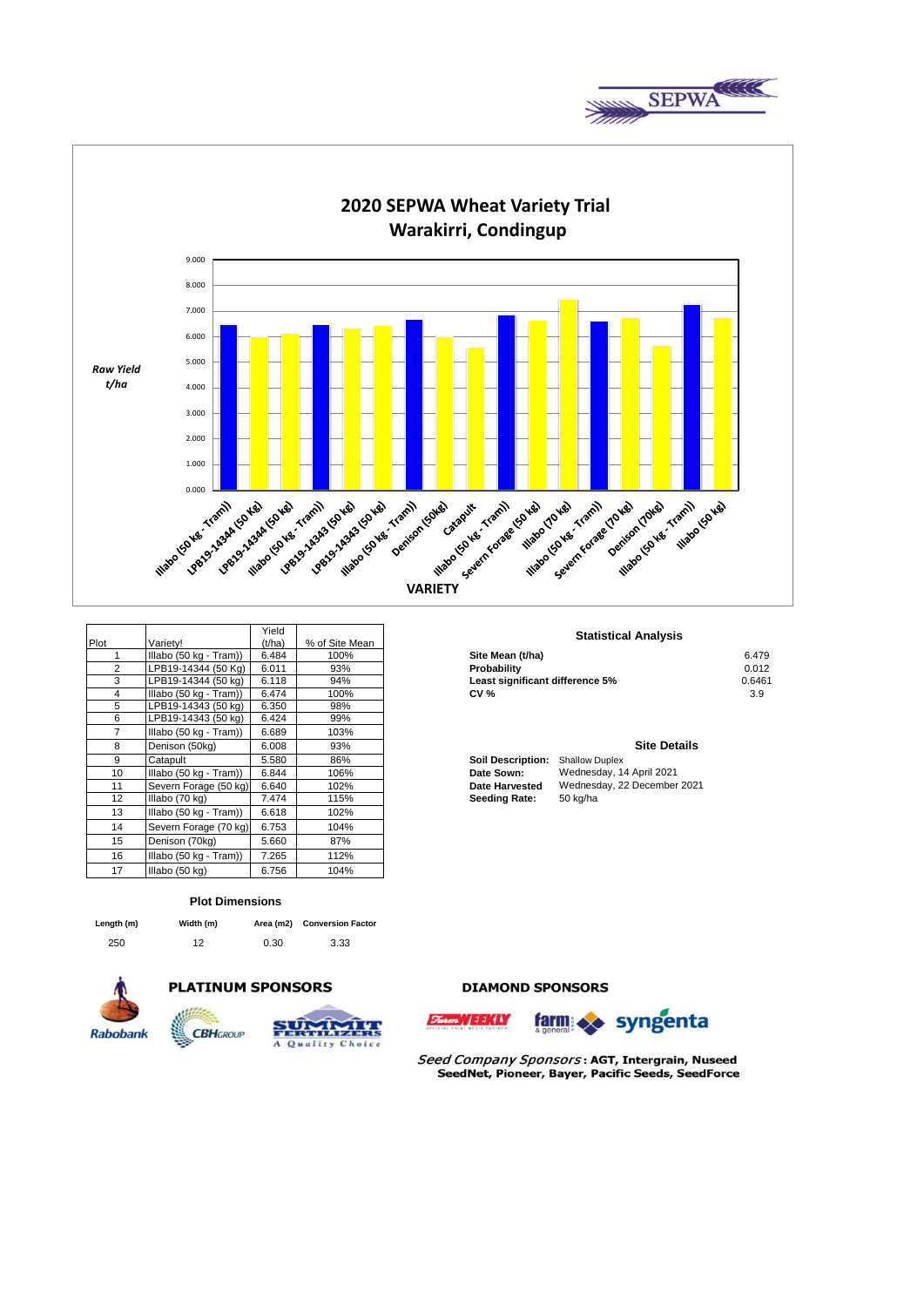SEPWA

# 2020 SEPWA Wheat Variety Trial
## Warakirri, Condingup

*Raw Yield t/ha*

VARIETY

| Plot | Variety! | Yield (t/ha) | % of Site Mean |
|---|---|---|---|
| 1 | Illabo (50 kg - Tram)) | 6.484 | 100% |
| 2 | LPB19-14344 (50 Kg) | 6.011 | 93% |
| 3 | LPB19-14344 (50 kg) | 6.118 | 94% |
| 4 | Illabo (50 kg - Tram)) | 6.474 | 100% |
| 5 | LPB19-14343 (50 kg) | 6.350 | 98% |
| 6 | LPB19-14343 (50 kg) | 6.424 | 99% |
| 7 | Illabo (50 kg - Tram)) | 6.689 | 103% |
| 8 | Denison (50kg) | 6.008 | 93% |
| 9 | Catapult | 5.580 | 86% |
| 10 | Illabo (50 kg - Tram)) | 6.844 | 106% |
| 11 | Severn Forage (50 kg) | 6.640 | 102% |
| 12 | Illabo (70 kg) | 7.474 | 115% |
| 13 | Illabo (50 kg - Tram)) | 6.618 | 102% |
| 14 | Severn Forage (70 kg) | 6.753 | 104% |
| 15 | Denison (70kg) | 5.660 | 87% |
| 16 | Illabo (50 kg - Tram)) | 7.265 | 112% |
| 17 | Illabo (50 kg) | 6.756 | 104% |

### Statistical Analysis

| | |
|---|---|
| **Site Mean (t/ha)** | 6.479 |
| **Probability** | 0.012 |
| **Least significant difference 5%** | 0.6461 |
| **CV %** | 3.9 |

### Site Details

| | |
|---|---|
| **Soil Description:** | Shallow Duplex |
| **Date Sown:** | Wednesday, 14 April 2021 |
| **Date Harvested** | Wednesday, 22 December 2021 |
| **Seeding Rate:** | 50 kg/ha |

### Plot Dimensions

| Length (m) | Width (m) | Area (m2) | Conversion Factor |
|---|---|---|---|
| 250 | 12 | 0.30 | 3.33 |

**PLATINUM SPONSORS**

Rabobank, CBH GROUP, SUMMIT FERTILIZERS A Quality Choice

**DIAMOND SPONSORS**

Farm WEEKLY, farm & general, syngenta

*Seed Company Sponsors*: **AGT, Intergrain, Nuseed SeedNet, Pioneer, Bayer, Pacific Seeds, SeedForce**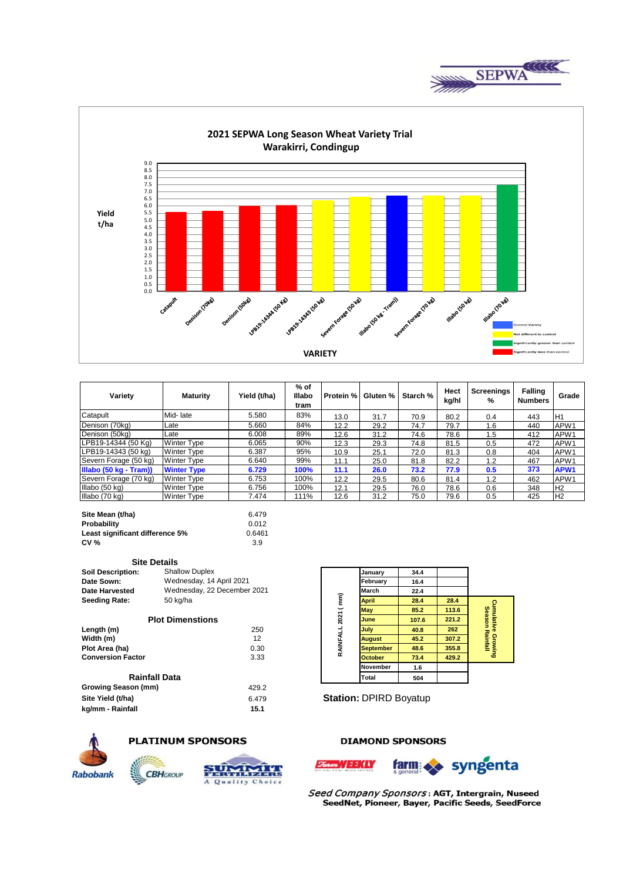SEPWA

## 2021 SEPWA Long Season Wheat Variety Trial
## Warakirri, Condingup

Yield t/ha

9.0
8.5
8.0
7.5
7.0
6.5
6.0
5.5
5.0
4.5
4.0
3.5
3.0
2.5
2.0
1.5
1.0
0.5
0.0

Catapult
Denison (70kg)
Denison (50kg)
LPB19-14344 (50 kg)
LPB19-14343 (50 kg)
Severn Forage (50 kg)
Illabo (50 kg - Tram)
Severn Forage (70 kg)
Illabo (50 kg)
Illabo (70 kg)

VARIETY

Control Variety
Not different to control
Significantly greater than control
Significantly less than control

| Variety | Maturity | Yield (t/ha) | % of Illabo tram | Protein % | Gluten % | Starch % | Hect kg/hl | Screenings % | Falling Numbers | Grade |
|---|---|---|---|---|---|---|---|---|---|---|
| Catapult | Mid- late | 5.580 | 83% | 13.0 | 31.7 | 70.9 | 80.2 | 0.4 | 443 | H1 |
| Denison (70kg) | Late | 5.660 | 84% | 12.2 | 29.2 | 74.7 | 79.7 | 1.6 | 440 | APW1 |
| Denison (50kg) | Late | 6.008 | 89% | 12.6 | 31.2 | 74.6 | 78.6 | 1.5 | 412 | APW1 |
| LPB19-14344 (50 Kg) | Winter Type | 6.065 | 90% | 12.3 | 29.3 | 74.8 | 81.5 | 0.5 | 472 | APW1 |
| LPB19-14343 (50 kg) | Winter Type | 6.387 | 95% | 10.9 | 25.1 | 72.0 | 81.3 | 0.8 | 404 | APW1 |
| Severn Forage (50 kg) | Winter Type | 6.640 | 99% | 11.1 | 25.0 | 81.8 | 82.2 | 1.2 | 467 | APW1 |
| **Illabo (50 kg - Tram))** | **Winter Type** | **6.729** | **100%** | **11.1** | **26.0** | **73.2** | **77.9** | **0.5** | **373** | **APW1** |
| Severn Forage (70 kg) | Winter Type | 6.753 | 100% | 12.2 | 29.5 | 80.6 | 81.4 | 1.2 | 462 | APW1 |
| Illabo (50 kg) | Winter Type | 6.756 | 100% | 12.1 | 29.5 | 76.0 | 78.6 | 0.6 | 348 | H2 |
| Illabo (70 kg) | Winter Type | 7.474 | 111% | 12.6 | 31.2 | 75.0 | 79.6 | 0.5 | 425 | H2 |

| | |
|---|---|
| **Site Mean (t/ha)** | 6.479 |
| **Probability** | 0.012 |
| **Least significant difference 5%** | 0.6461 |
| **CV %** | 3.9 |

### Site Details

| | |
|---|---|
| **Soil Description:** | Shallow Duplex |
| **Date Sown:** | Wednesday, 14 April 2021 |
| **Date Harvested** | Wednesday, 22 December 2021 |
| **Seeding Rate:** | 50 kg/ha |

### Plot Dimenstions

| | |
|---|---|
| **Length (m)** | 250 |
| **Width (m)** | 12 |
| **Plot Area (ha)** | 0.30 |
| **Conversion Factor** | 3.33 |

### Rainfall Data

| | |
|---|---|
| **Growing Season (mm)** | 429.2 |
| **Site Yield (t/ha)** | 6.479 |
| **kg/mm - Rainfall** | **15.1** |

RAINFALL 2021 ( mm)

| Month | Rainfall | Cumulative Growing Season Rainfall |
|---|---|---|
| January | 34.4 | |
| February | 16.4 | |
| March | 22.4 | |
| April | 28.4 | 28.4 |
| May | 85.2 | 113.6 |
| June | 107.6 | 221.2 |
| July | 40.8 | 262 |
| August | 45.2 | 307.2 |
| September | 48.6 | 355.8 |
| October | 73.4 | 429.2 |
| November | 1.6 | |
| Total | 504 | |

**Station:** DPIRD Boyatup

**PLATINUM SPONSORS**

Rabobank, CBH Group, Summit Fertilizers – A Quality Choice

**DIAMOND SPONSORS**

Farm Weekly, farm & general, syngenta

*Seed Company Sponsors*: **AGT, Intergrain, Nuseed SeedNet, Pioneer, Bayer, Pacific Seeds, SeedForce**